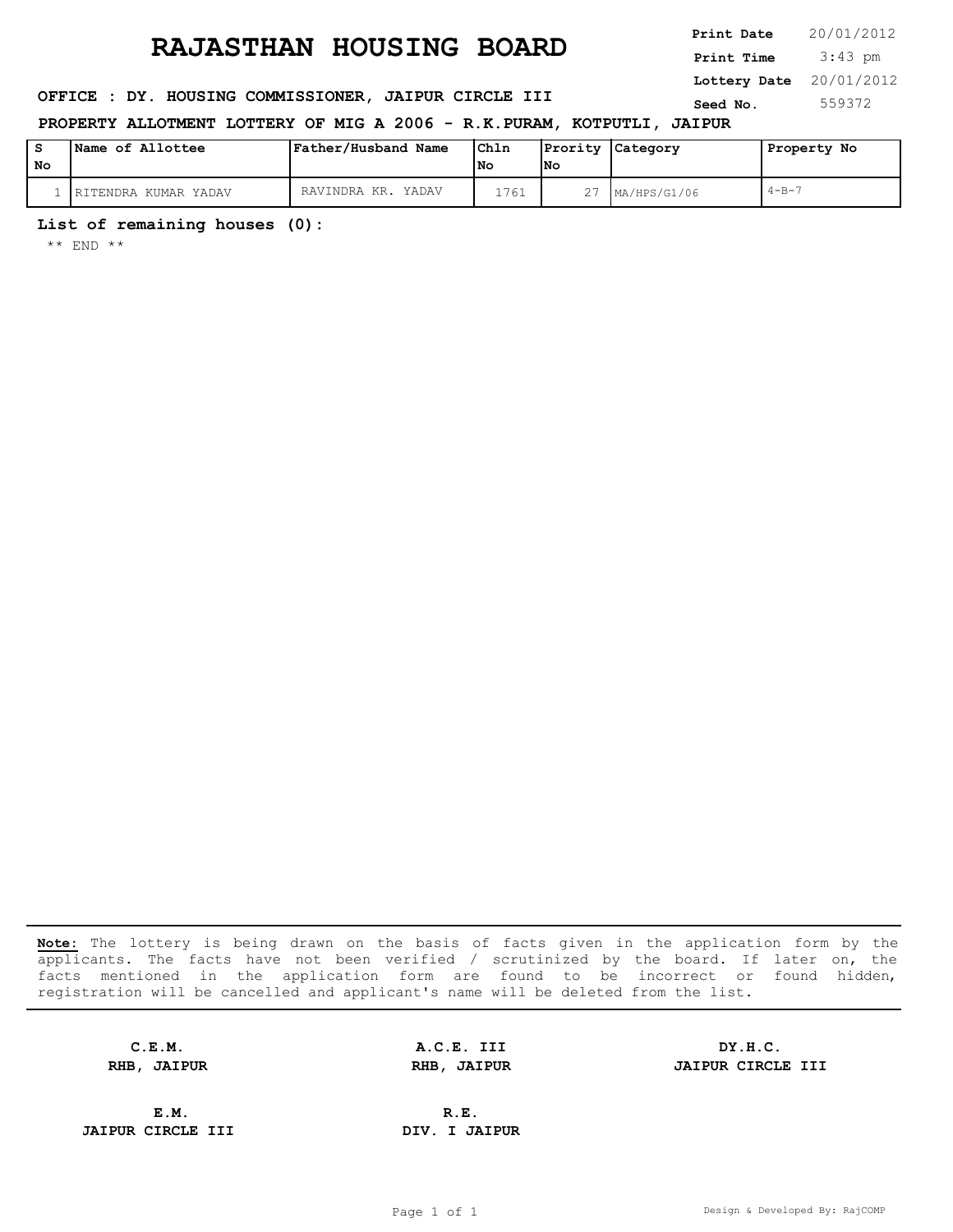# RAJASTHAN HOUSING BOARD

| | |
|---|---|
| **Print Date** | 20/01/2012 |
| **Print Time** | 3:43 pm |
| **Lottery Date** | 20/01/2012 |
| **Seed No.** | 559372 |

**OFFICE : DY. HOUSING COMMISSIONER, JAIPUR CIRCLE III**

**PROPERTY ALLOTMENT LOTTERY OF MIG A 2006 - R.K.PURAM, KOTPUTLI, JAIPUR**

| S No | Name of Allottee | Father/Husband Name | Chln No | Prority No | Category | Property No |
|---|---|---|---|---|---|---|
| 1 | RITENDRA KUMAR YADAV | RAVINDRA KR. YADAV | 1761 | 27 | MA/HPS/G1/06 | 4-B-7 |

**List of remaining houses (0):**

** END **

**Note:** The lottery is being drawn on the basis of facts given in the application form by the applicants. The facts have not been verified / scrutinized by the board. If later on, the facts mentioned in the application form are found to be incorrect or found hidden, registration will be cancelled and applicant's name will be deleted from the list.

**C.E.M.**
**RHB, JAIPUR**

**A.C.E. III**
**RHB, JAIPUR**

**DY.H.C.**
**JAIPUR CIRCLE III**

**E.M.**
**JAIPUR CIRCLE III**

**R.E.**
**DIV. I JAIPUR**

Design & Developed By: RajCOMP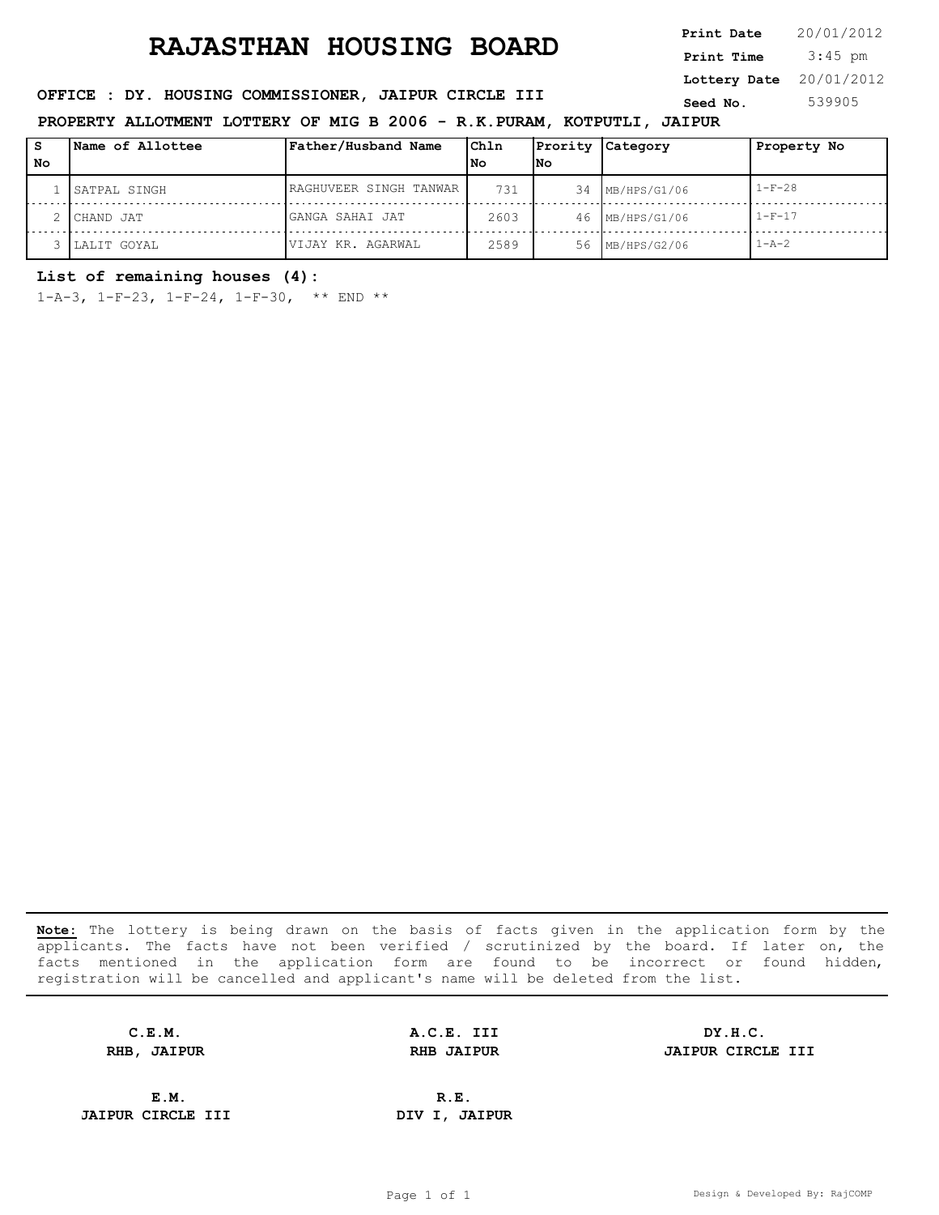# RAJASTHAN HOUSING BOARD

| | |
|---|---|
| **Print Date** | 20/01/2012 |
| **Print Time** | 3:45 pm |
| **Lottery Date** | 20/01/2012 |
| **Seed No.** | 539905 |

**OFFICE : DY. HOUSING COMMISSIONER, JAIPUR CIRCLE III**

**PROPERTY ALLOTMENT LOTTERY OF MIG B 2006 - R.K.PURAM, KOTPUTLI, JAIPUR**

| S No | Name of Allottee | Father/Husband Name | Chln No | Prority No | Category | Property No |
|---|---|---|---|---|---|---|
| 1 | SATPAL SINGH | RAGHUVEER SINGH TANWAR | 731 | 34 | MB/HPS/G1/06 | 1-F-28 |
| 2 | CHAND JAT | GANGA SAHAI JAT | 2603 | 46 | MB/HPS/G1/06 | 1-F-17 |
| 3 | LALIT GOYAL | VIJAY KR. AGARWAL | 2589 | 56 | MB/HPS/G2/06 | 1-A-2 |

**List of remaining houses (4):**

1-A-3, 1-F-23, 1-F-24, 1-F-30, ** END **

**Note:** The lottery is being drawn on the basis of facts given in the application form by the applicants. The facts have not been verified / scrutinized by the board. If later on, the facts mentioned in the application form are found to be incorrect or found hidden, registration will be cancelled and applicant's name will be deleted from the list.

**C.E.M.**
**RHB, JAIPUR**

**A.C.E. III**
**RHB JAIPUR**

**DY.H.C.**
**JAIPUR CIRCLE III**

**E.M.**
**JAIPUR CIRCLE III**

**R.E.**
**DIV I, JAIPUR**

Design & Developed By: RajCOMP